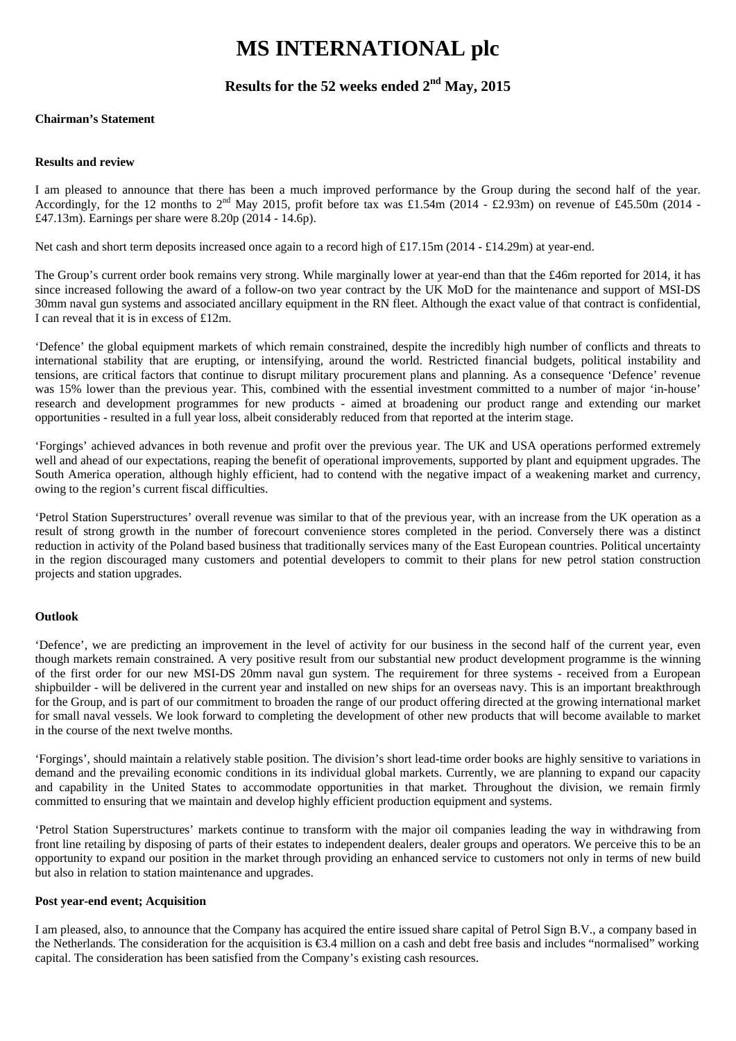# MS INTERNATIONAL plc

## Results for the 52 weeks ended 2nd May, 2015

**Chairman's Statement**

**Results and review**

I am pleased to announce that there has been a much improved performance by the Group during the second half of the year. Accordingly, for the 12 months to 2nd May 2015, profit before tax was £1.54m (2014 - £2.93m) on revenue of £45.50m (2014 - £47.13m). Earnings per share were 8.20p (2014 - 14.6p).

Net cash and short term deposits increased once again to a record high of £17.15m (2014 - £14.29m) at year-end.

The Group's current order book remains very strong. While marginally lower at year-end than that the £46m reported for 2014, it has since increased following the award of a follow-on two year contract by the UK MoD for the maintenance and support of MSI-DS 30mm naval gun systems and associated ancillary equipment in the RN fleet. Although the exact value of that contract is confidential, I can reveal that it is in excess of £12m.

'Defence' the global equipment markets of which remain constrained, despite the incredibly high number of conflicts and threats to international stability that are erupting, or intensifying, around the world. Restricted financial budgets, political instability and tensions, are critical factors that continue to disrupt military procurement plans and planning. As a consequence 'Defence' revenue was 15% lower than the previous year. This, combined with the essential investment committed to a number of major 'in-house' research and development programmes for new products - aimed at broadening our product range and extending our market opportunities - resulted in a full year loss, albeit considerably reduced from that reported at the interim stage.

'Forgings' achieved advances in both revenue and profit over the previous year. The UK and USA operations performed extremely well and ahead of our expectations, reaping the benefit of operational improvements, supported by plant and equipment upgrades. The South America operation, although highly efficient, had to contend with the negative impact of a weakening market and currency, owing to the region's current fiscal difficulties.

'Petrol Station Superstructures' overall revenue was similar to that of the previous year, with an increase from the UK operation as a result of strong growth in the number of forecourt convenience stores completed in the period. Conversely there was a distinct reduction in activity of the Poland based business that traditionally services many of the East European countries. Political uncertainty in the region discouraged many customers and potential developers to commit to their plans for new petrol station construction projects and station upgrades.

**Outlook**

'Defence', we are predicting an improvement in the level of activity for our business in the second half of the current year, even though markets remain constrained. A very positive result from our substantial new product development programme is the winning of the first order for our new MSI-DS 20mm naval gun system. The requirement for three systems - received from a European shipbuilder - will be delivered in the current year and installed on new ships for an overseas navy. This is an important breakthrough for the Group, and is part of our commitment to broaden the range of our product offering directed at the growing international market for small naval vessels. We look forward to completing the development of other new products that will become available to market in the course of the next twelve months.

'Forgings', should maintain a relatively stable position. The division's short lead-time order books are highly sensitive to variations in demand and the prevailing economic conditions in its individual global markets. Currently, we are planning to expand our capacity and capability in the United States to accommodate opportunities in that market. Throughout the division, we remain firmly committed to ensuring that we maintain and develop highly efficient production equipment and systems.

'Petrol Station Superstructures' markets continue to transform with the major oil companies leading the way in withdrawing from front line retailing by disposing of parts of their estates to independent dealers, dealer groups and operators. We perceive this to be an opportunity to expand our position in the market through providing an enhanced service to customers not only in terms of new build but also in relation to station maintenance and upgrades.

**Post year-end event; Acquisition**

I am pleased, also, to announce that the Company has acquired the entire issued share capital of Petrol Sign B.V., a company based in the Netherlands. The consideration for the acquisition is €3.4 million on a cash and debt free basis and includes "normalised" working capital. The consideration has been satisfied from the Company's existing cash resources.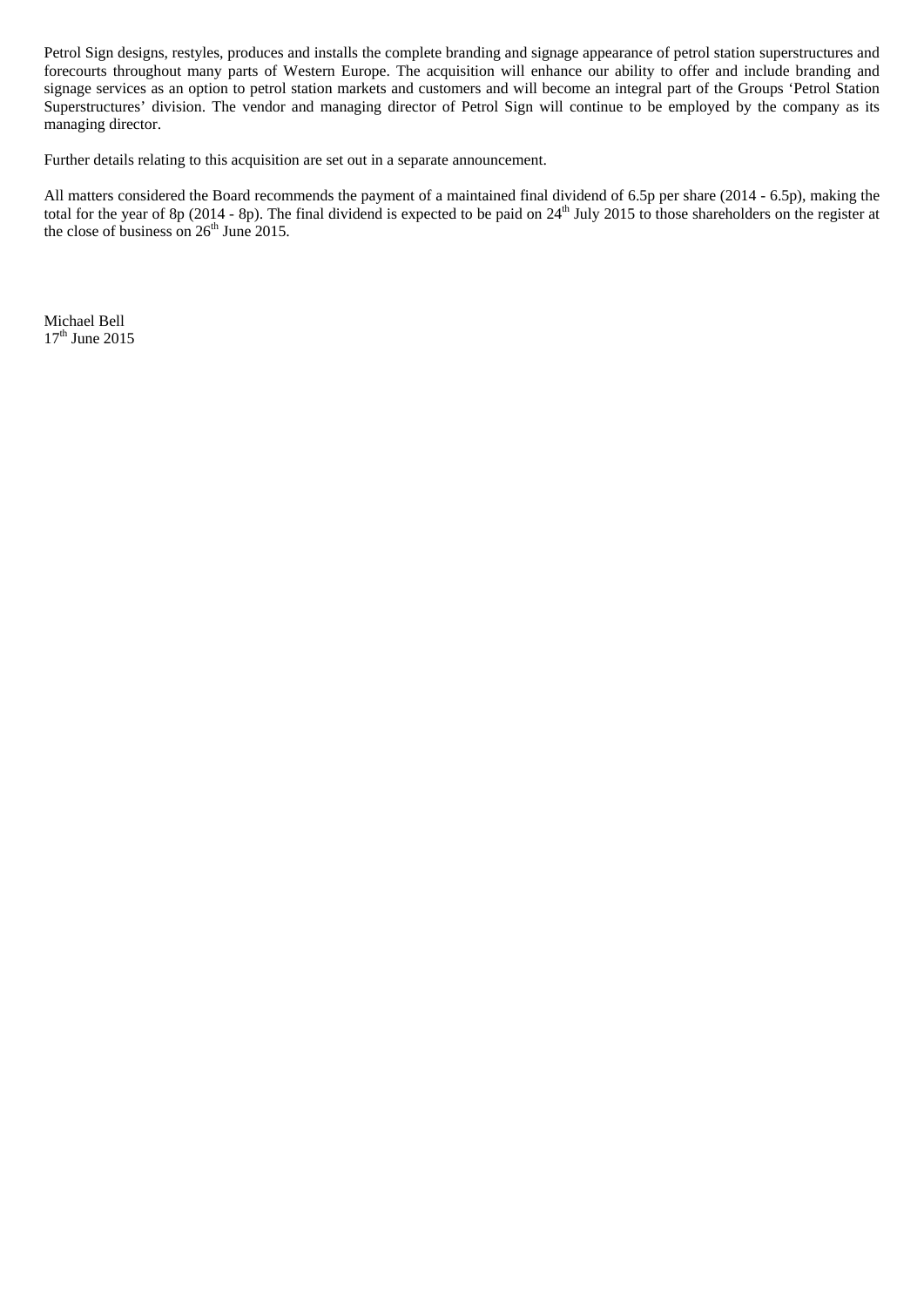Petrol Sign designs, restyles, produces and installs the complete branding and signage appearance of petrol station superstructures and forecourts throughout many parts of Western Europe. The acquisition will enhance our ability to offer and include branding and signage services as an option to petrol station markets and customers and will become an integral part of the Groups 'Petrol Station Superstructures' division. The vendor and managing director of Petrol Sign will continue to be employed by the company as its managing director.

Further details relating to this acquisition are set out in a separate announcement.

All matters considered the Board recommends the payment of a maintained final dividend of 6.5p per share (2014 - 6.5p), making the total for the year of 8p (2014 - 8p). The final dividend is expected to be paid on 24th July 2015 to those shareholders on the register at the close of business on 26th June 2015.

Michael Bell
17th June 2015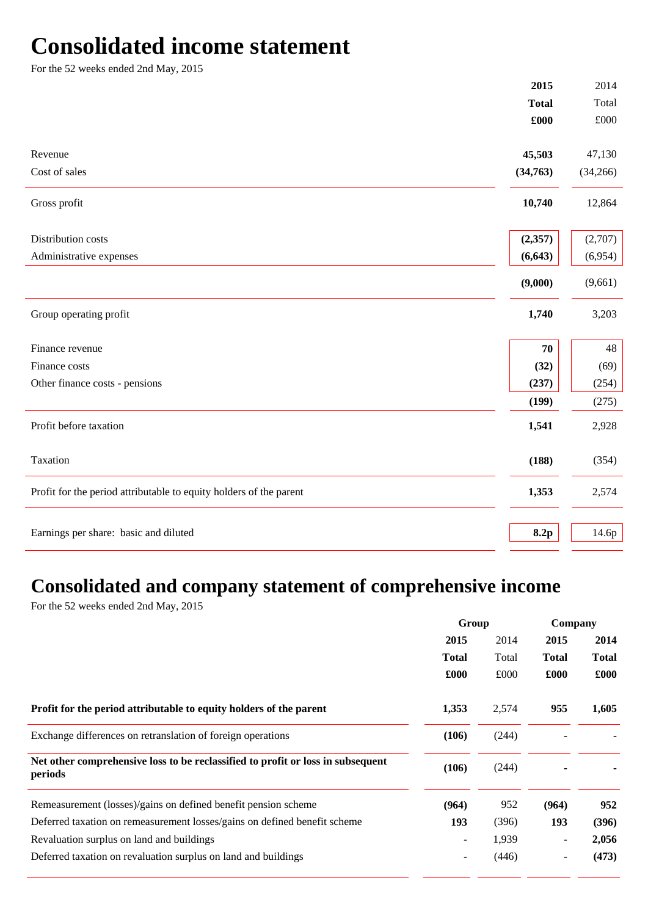# Consolidated income statement

For the 52 weeks ended 2nd May, 2015

| | 2015 Total £000 | 2014 Total £000 |
|---|---|---|
| Revenue | **45,503** | 47,130 |
| Cost of sales | **(34,763)** | (34,266) |
| Gross profit | **10,740** | 12,864 |
| Distribution costs | **(2,357)** | (2,707) |
| Administrative expenses | **(6,643)** | (6,954) |
| | **(9,000)** | (9,661) |
| Group operating profit | **1,740** | 3,203 |
| Finance revenue | **70** | 48 |
| Finance costs | **(32)** | (69) |
| Other finance costs - pensions | **(237)** | (254) |
| | **(199)** | (275) |
| Profit before taxation | **1,541** | 2,928 |
| Taxation | **(188)** | (354) |
| Profit for the period attributable to equity holders of the parent | **1,353** | 2,574 |
| Earnings per share: basic and diluted | **8.2p** | 14.6p |

# Consolidated and company statement of comprehensive income

For the 52 weeks ended 2nd May, 2015

| | Group | | Company | |
|---|---|---|---|---|
| | 2015 Total £000 | 2014 Total £000 | 2015 Total £000 | 2014 Total £000 |
| **Profit for the period attributable to equity holders of the parent** | **1,353** | 2,574 | **955** | **1,605** |
| Exchange differences on retranslation of foreign operations | **(106)** | (244) | - | - |
| **Net other comprehensive loss to be reclassified to profit or loss in subsequent periods** | **(106)** | (244) | - | - |
| Remeasurement (losses)/gains on defined benefit pension scheme | **(964)** | 952 | **(964)** | **952** |
| Deferred taxation on remeasurement losses/gains on defined benefit scheme | **193** | (396) | **193** | **(396)** |
| Revaluation surplus on land and buildings | - | 1,939 | - | **2,056** |
| Deferred taxation on revaluation surplus on land and buildings | - | (446) | - | **(473)** |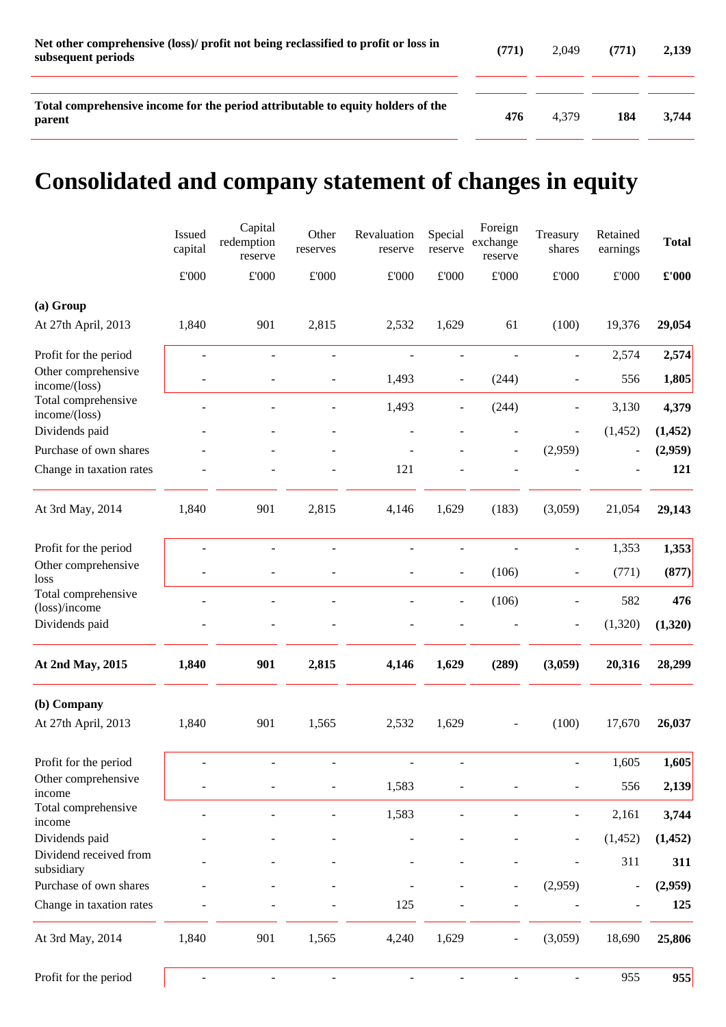| | | | | |
|---|---|---|---|---|
| **Net other comprehensive (loss)/ profit not being reclassified to profit or loss in subsequent periods** | **(771)** | 2,049 | **(771)** | **2,139** |
| **Total comprehensive income for the period attributable to equity holders of the parent** | **476** | 4,379 | **184** | **3,744** |

# Consolidated and company statement of changes in equity

| | Issued capital | Capital redemption reserve | Other reserves | Revaluation reserve | Special reserve | Foreign exchange reserve | Treasury shares | Retained earnings | **Total** |
|---|---|---|---|---|---|---|---|---|---|
| | £'000 | £'000 | £'000 | £'000 | £'000 | £'000 | £'000 | £'000 | **£'000** |
| **(a) Group** | | | | | | | | | |
| At 27th April, 2013 | 1,840 | 901 | 2,815 | 2,532 | 1,629 | 61 | (100) | 19,376 | **29,054** |
| Profit for the period | - | - | - | - | - | - | - | 2,574 | **2,574** |
| Other comprehensive income/(loss) | - | - | - | 1,493 | - | (244) | - | 556 | **1,805** |
| Total comprehensive income/(loss) | - | - | - | 1,493 | - | (244) | - | 3,130 | **4,379** |
| Dividends paid | - | - | - | - | - | - | - | (1,452) | **(1,452)** |
| Purchase of own shares | - | - | - | - | - | - | (2,959) | - | **(2,959)** |
| Change in taxation rates | - | - | - | 121 | - | - | - | - | **121** |
| At 3rd May, 2014 | 1,840 | 901 | 2,815 | 4,146 | 1,629 | (183) | (3,059) | 21,054 | **29,143** |
| Profit for the period | - | - | - | - | - | - | - | 1,353 | **1,353** |
| Other comprehensive loss | - | - | - | - | - | (106) | - | (771) | **(877)** |
| Total comprehensive (loss)/income | - | - | - | - | - | (106) | - | 582 | **476** |
| Dividends paid | - | - | - | - | - | - | - | (1,320) | **(1,320)** |
| **At 2nd May, 2015** | **1,840** | **901** | **2,815** | **4,146** | **1,629** | **(289)** | **(3,059)** | **20,316** | **28,299** |
| **(b) Company** | | | | | | | | | |
| At 27th April, 2013 | 1,840 | 901 | 1,565 | 2,532 | 1,629 | - | (100) | 17,670 | **26,037** |
| Profit for the period | - | - | - | - | - | | - | 1,605 | **1,605** |
| Other comprehensive income | - | - | - | 1,583 | - | - | - | 556 | **2,139** |
| Total comprehensive income | - | - | - | 1,583 | - | - | - | 2,161 | **3,744** |
| Dividends paid | - | - | - | - | - | - | - | (1,452) | **(1,452)** |
| Dividend received from subsidiary | - | - | - | - | - | - | - | 311 | **311** |
| Purchase of own shares | - | - | - | - | - | - | (2,959) | - | **(2,959)** |
| Change in taxation rates | - | - | - | 125 | - | - | - | - | **125** |
| At 3rd May, 2014 | 1,840 | 901 | 1,565 | 4,240 | 1,629 | - | (3,059) | 18,690 | **25,806** |
| Profit for the period | - | - | - | - | - | - | - | 955 | **955** |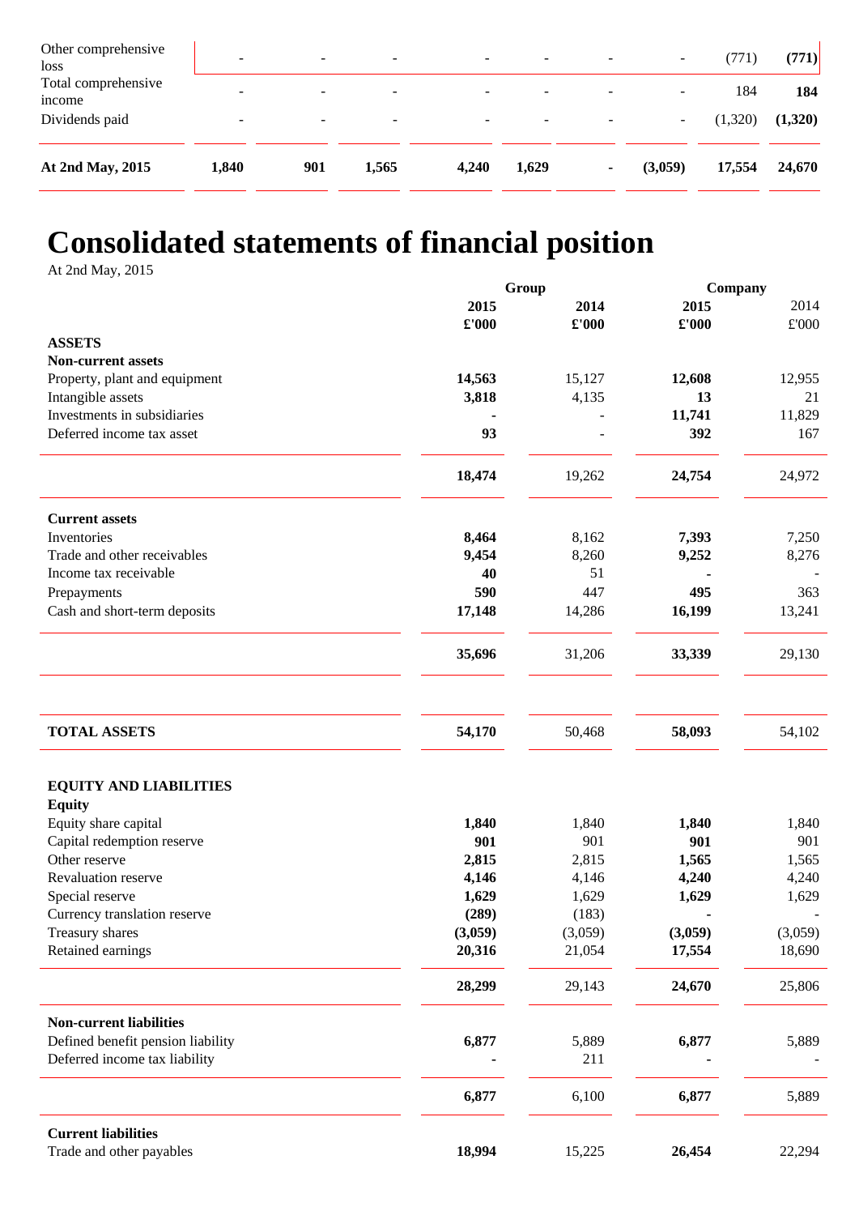| | | | | | | | | | |
|---|---|---|---|---|---|---|---|---|---|
| Other comprehensive loss | - | - | - | - | - | - | - | (771) | **(771)** |
| Total comprehensive income | - | - | - | - | - | - | - | 184 | **184** |
| Dividends paid | - | - | - | - | - | - | - | (1,320) | **(1,320)** |
| **At 2nd May, 2015** | **1,840** | **901** | **1,565** | **4,240** | **1,629** | **-** | **(3,059)** | **17,554** | **24,670** |

# Consolidated statements of financial position

At 2nd May, 2015

| | Group | | Company | |
|---|---|---|---|---|
| | **2015** | **2014** | **2015** | 2014 |
| | **£'000** | **£'000** | **£'000** | £'000 |
| **ASSETS** | | | | |
| **Non-current assets** | | | | |
| Property, plant and equipment | **14,563** | 15,127 | **12,608** | 12,955 |
| Intangible assets | **3,818** | 4,135 | **13** | 21 |
| Investments in subsidiaries | **-** | - | **11,741** | 11,829 |
| Deferred income tax asset | **93** | - | **392** | 167 |
| | **18,474** | 19,262 | **24,754** | 24,972 |
| **Current assets** | | | | |
| Inventories | **8,464** | 8,162 | **7,393** | 7,250 |
| Trade and other receivables | **9,454** | 8,260 | **9,252** | 8,276 |
| Income tax receivable | **40** | 51 | **-** | - |
| Prepayments | **590** | 447 | **495** | 363 |
| Cash and short-term deposits | **17,148** | 14,286 | **16,199** | 13,241 |
| | **35,696** | 31,206 | **33,339** | 29,130 |
| **TOTAL ASSETS** | **54,170** | 50,468 | **58,093** | 54,102 |
| **EQUITY AND LIABILITIES** | | | | |
| **Equity** | | | | |
| Equity share capital | **1,840** | 1,840 | **1,840** | 1,840 |
| Capital redemption reserve | **901** | 901 | **901** | 901 |
| Other reserve | **2,815** | 2,815 | **1,565** | 1,565 |
| Revaluation reserve | **4,146** | 4,146 | **4,240** | 4,240 |
| Special reserve | **1,629** | 1,629 | **1,629** | 1,629 |
| Currency translation reserve | **(289)** | (183) | **-** | - |
| Treasury shares | **(3,059)** | (3,059) | **(3,059)** | (3,059) |
| Retained earnings | **20,316** | 21,054 | **17,554** | 18,690 |
| | **28,299** | 29,143 | **24,670** | 25,806 |
| **Non-current liabilities** | | | | |
| Defined benefit pension liability | **6,877** | 5,889 | **6,877** | 5,889 |
| Deferred income tax liability | **-** | 211 | **-** | - |
| | **6,877** | 6,100 | **6,877** | 5,889 |
| **Current liabilities** | | | | |
| Trade and other payables | **18,994** | 15,225 | **26,454** | 22,294 |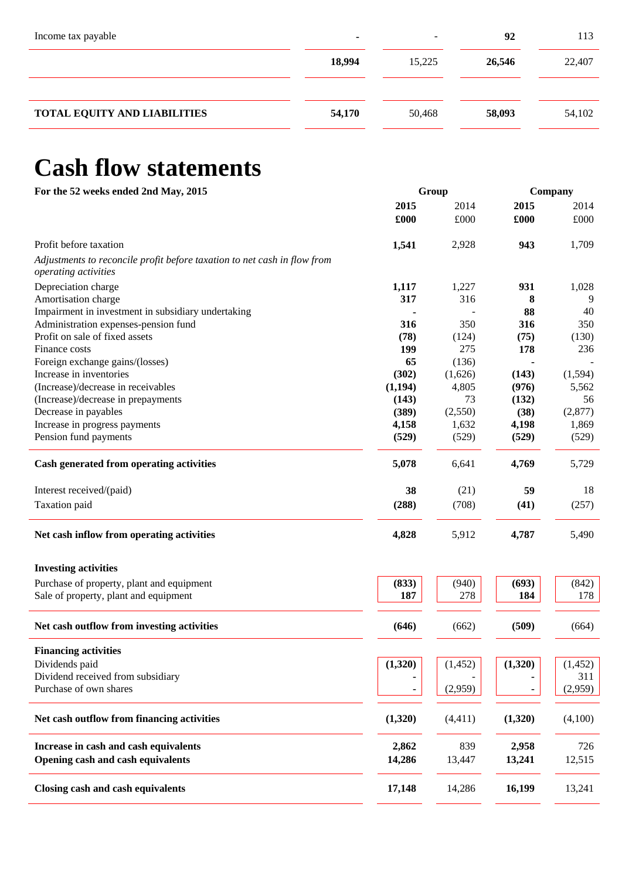| | | | | |
|---|---|---|---|---|
| Income tax payable | **-** | - | **92** | 113 |
| | **18,994** | 15,225 | **26,546** | 22,407 |
| **TOTAL EQUITY AND LIABILITIES** | **54,170** | 50,468 | **58,093** | 54,102 |

# Cash flow statements

| **For the 52 weeks ended 2nd May, 2015** | **Group** | | **Company** | |
|---|---|---|---|---|
| | **2015** | 2014 | **2015** | 2014 |
| | **£000** | £000 | **£000** | £000 |
| Profit before taxation | **1,541** | 2,928 | **943** | 1,709 |
| *Adjustments to reconcile profit before taxation to net cash in flow from operating activities* | | | | |
| Depreciation charge | **1,117** | 1,227 | **931** | 1,028 |
| Amortisation charge | **317** | 316 | **8** | 9 |
| Impairment in investment in subsidiary undertaking | **-** | - | **88** | 40 |
| Administration expenses-pension fund | **316** | 350 | **316** | 350 |
| Profit on sale of fixed assets | **(78)** | (124) | **(75)** | (130) |
| Finance costs | **199** | 275 | **178** | 236 |
| Foreign exchange gains/(losses) | **65** | (136) | **-** | - |
| Increase in inventories | **(302)** | (1,626) | **(143)** | (1,594) |
| (Increase)/decrease in receivables | **(1,194)** | 4,805 | **(976)** | 5,562 |
| (Increase)/decrease in prepayments | **(143)** | 73 | **(132)** | 56 |
| Decrease in payables | **(389)** | (2,550) | **(38)** | (2,877) |
| Increase in progress payments | **4,158** | 1,632 | **4,198** | 1,869 |
| Pension fund payments | **(529)** | (529) | **(529)** | (529) |
| **Cash generated from operating activities** | **5,078** | 6,641 | **4,769** | 5,729 |
| Interest received/(paid) | **38** | (21) | **59** | 18 |
| Taxation paid | **(288)** | (708) | **(41)** | (257) |
| **Net cash inflow from operating activities** | **4,828** | 5,912 | **4,787** | 5,490 |
| **Investing activities** | | | | |
| Purchase of property, plant and equipment | **(833)** | (940) | **(693)** | (842) |
| Sale of property, plant and equipment | **187** | 278 | **184** | 178 |
| **Net cash outflow from investing activities** | **(646)** | (662) | **(509)** | (664) |
| **Financing activities** | | | | |
| Dividends paid | **(1,320)** | (1,452) | **(1,320)** | (1,452) |
| Dividend received from subsidiary | **-** | - | **-** | 311 |
| Purchase of own shares | **-** | (2,959) | **-** | (2,959) |
| **Net cash outflow from financing activities** | **(1,320)** | (4,411) | **(1,320)** | (4,100) |
| **Increase in cash and cash equivalents** | **2,862** | 839 | **2,958** | 726 |
| **Opening cash and cash equivalents** | **14,286** | 13,447 | **13,241** | 12,515 |
| **Closing cash and cash equivalents** | **17,148** | 14,286 | **16,199** | 13,241 |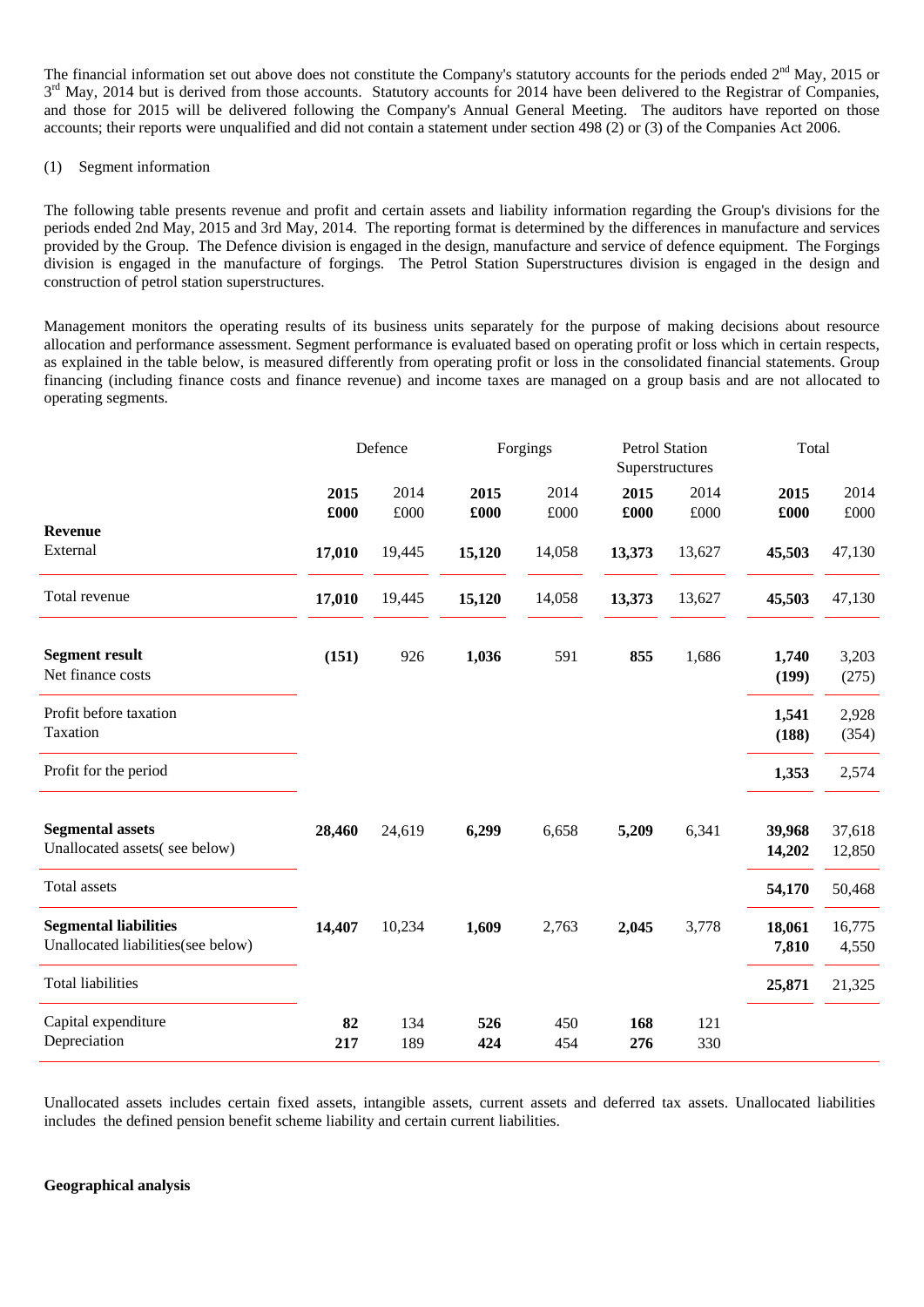The financial information set out above does not constitute the Company's statutory accounts for the periods ended 2nd May, 2015 or 3rd May, 2014 but is derived from those accounts. Statutory accounts for 2014 have been delivered to the Registrar of Companies, and those for 2015 will be delivered following the Company's Annual General Meeting. The auditors have reported on those accounts; their reports were unqualified and did not contain a statement under section 498 (2) or (3) of the Companies Act 2006.

(1) Segment information

The following table presents revenue and profit and certain assets and liability information regarding the Group's divisions for the periods ended 2nd May, 2015 and 3rd May, 2014. The reporting format is determined by the differences in manufacture and services provided by the Group. The Defence division is engaged in the design, manufacture and service of defence equipment. The Forgings division is engaged in the manufacture of forgings. The Petrol Station Superstructures division is engaged in the design and construction of petrol station superstructures.

Management monitors the operating results of its business units separately for the purpose of making decisions about resource allocation and performance assessment. Segment performance is evaluated based on operating profit or loss which in certain respects, as explained in the table below, is measured differently from operating profit or loss in the consolidated financial statements. Group financing (including finance costs and finance revenue) and income taxes are managed on a group basis and are not allocated to operating segments.

| | Defence | | Forgings | | Petrol Station Superstructures | | Total | |
|---|---|---|---|---|---|---|---|---|
| | **2015 £000** | 2014 £000 | **2015 £000** | 2014 £000 | **2015 £000** | 2014 £000 | **2015 £000** | 2014 £000 |
| **Revenue** | | | | | | | | |
| External | **17,010** | 19,445 | **15,120** | 14,058 | **13,373** | 13,627 | **45,503** | 47,130 |
| Total revenue | **17,010** | 19,445 | **15,120** | 14,058 | **13,373** | 13,627 | **45,503** | 47,130 |
| **Segment result** | **(151)** | 926 | **1,036** | 591 | **855** | 1,686 | **1,740** | 3,203 |
| Net finance costs | | | | | | | **(199)** | (275) |
| Profit before taxation | | | | | | | **1,541** | 2,928 |
| Taxation | | | | | | | **(188)** | (354) |
| Profit for the period | | | | | | | **1,353** | 2,574 |
| **Segmental assets** | **28,460** | 24,619 | **6,299** | 6,658 | **5,209** | 6,341 | **39,968** | 37,618 |
| Unallocated assets( see below) | | | | | | | **14,202** | 12,850 |
| Total assets | | | | | | | **54,170** | 50,468 |
| **Segmental liabilities** | **14,407** | 10,234 | **1,609** | 2,763 | **2,045** | 3,778 | **18,061** | 16,775 |
| Unallocated liabilities(see below) | | | | | | | **7,810** | 4,550 |
| Total liabilities | | | | | | | **25,871** | 21,325 |
| Capital expenditure | **82** | 134 | **526** | 450 | **168** | 121 | | |
| Depreciation | **217** | 189 | **424** | 454 | **276** | 330 | | |

Unallocated assets includes certain fixed assets, intangible assets, current assets and deferred tax assets. Unallocated liabilities includes the defined pension benefit scheme liability and certain current liabilities.

**Geographical analysis**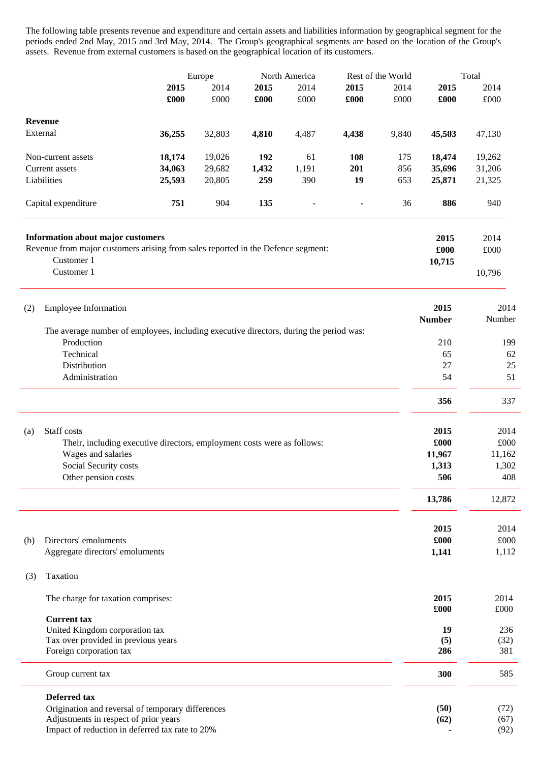The following table presents revenue and expenditure and certain assets and liabilities information by geographical segment for the periods ended 2nd May, 2015 and 3rd May, 2014. The Group's geographical segments are based on the location of the Group's assets. Revenue from external customers is based on the geographical location of its customers.

| | Europe | | North America | | Rest of the World | | Total | |
|---|---|---|---|---|---|---|---|---|
| | **2015** | 2014 | **2015** | 2014 | **2015** | 2014 | **2015** | 2014 |
| | **£000** | £000 | **£000** | £000 | **£000** | £000 | **£000** | £000 |
| **Revenue** | | | | | | | | |
| External | **36,255** | 32,803 | **4,810** | 4,487 | **4,438** | 9,840 | **45,503** | 47,130 |
| Non-current assets | **18,174** | 19,026 | **192** | 61 | **108** | 175 | **18,474** | 19,262 |
| Current assets | **34,063** | 29,682 | **1,432** | 1,191 | **201** | 856 | **35,696** | 31,206 |
| Liabilities | **25,593** | 20,805 | **259** | 390 | **19** | 653 | **25,871** | 21,325 |
| Capital expenditure | **751** | 904 | **135** | - | **-** | 36 | **886** | 940 |

**Information about major customers**

| | **2015** | 2014 |
|---|---|---|
| Revenue from major customers arising from sales reported in the Defence segment: | **£000** | £000 |
| Customer 1 | **10,715** | |
| Customer 1 | | 10,796 |

(2) Employee Information

| | **2015** | 2014 |
|---|---|---|
| | **Number** | Number |
| The average number of employees, including executive directors, during the period was: | | |
| Production | 210 | 199 |
| Technical | 65 | 62 |
| Distribution | 27 | 25 |
| Administration | 54 | 51 |
| | **356** | 337 |

(a) Staff costs

| | **2015** | 2014 |
|---|---|---|
| Their, including executive directors, employment costs were as follows: | **£000** | £000 |
| Wages and salaries | **11,967** | 11,162 |
| Social Security costs | **1,313** | 1,302 |
| Other pension costs | **506** | 408 |
| | **13,786** | 12,872 |

(b) Directors' emoluments

| | **2015** | 2014 |
|---|---|---|
| | **£000** | £000 |
| Aggregate directors' emoluments | **1,141** | 1,112 |

(3) Taxation

| The charge for taxation comprises: | **2015** | 2014 |
|---|---|---|
| | **£000** | £000 |
| **Current tax** | | |
| United Kingdom corporation tax | **19** | 236 |
| Tax over provided in previous years | **(5)** | (32) |
| Foreign corporation tax | **286** | 381 |
| Group current tax | **300** | 585 |
| **Deferred tax** | | |
| Origination and reversal of temporary differences | **(50)** | (72) |
| Adjustments in respect of prior years | **(62)** | (67) |
| Impact of reduction in deferred tax rate to 20% | **-** | (92) |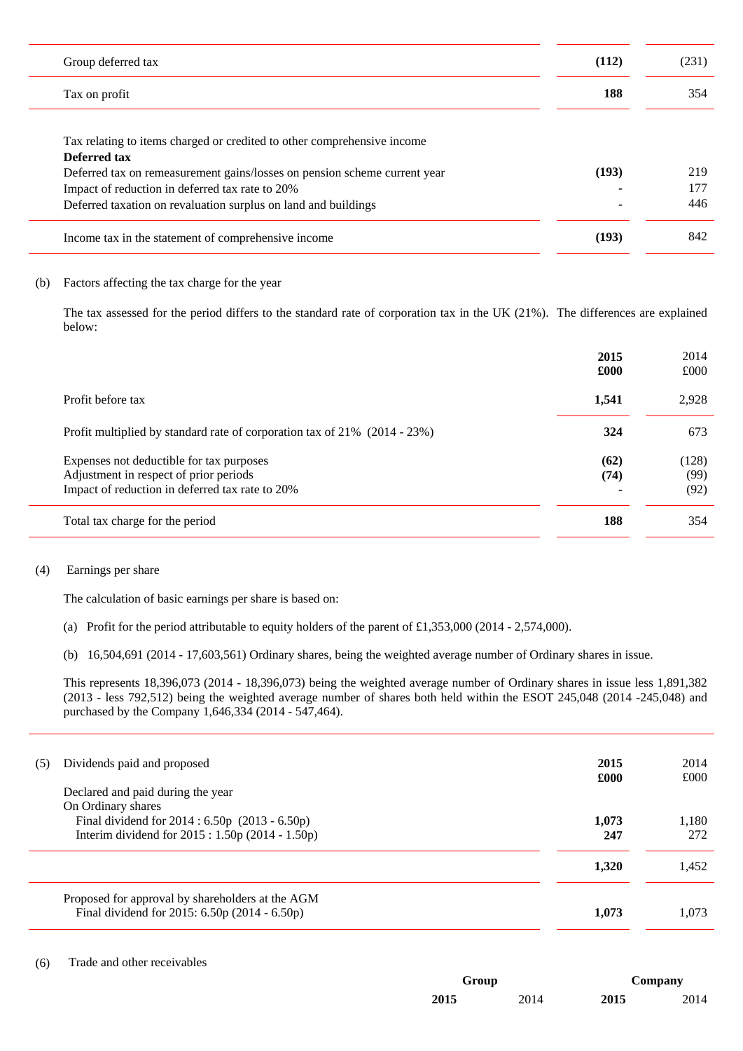| | | |
|---|---|---|
| Group deferred tax | **(112)** | (231) |
| Tax on profit | **188** | 354 |
| | | |
| Tax relating to items charged or credited to other comprehensive income | | |
| **Deferred tax** | | |
| Deferred tax on remeasurement gains/losses on pension scheme current year | **(193)** | 219 |
| Impact of reduction in deferred tax rate to 20% | **-** | 177 |
| Deferred taxation on revaluation surplus on land and buildings | **-** | 446 |
| Income tax in the statement of comprehensive income | **(193)** | 842 |

(b) Factors affecting the tax charge for the year

The tax assessed for the period differs to the standard rate of corporation tax in the UK (21%). The differences are explained below:

| | **2015 £000** | 2014 £000 |
|---|---|---|
| Profit before tax | **1,541** | 2,928 |
| Profit multiplied by standard rate of corporation tax of 21% (2014 - 23%) | **324** | 673 |
| Expenses not deductible for tax purposes | **(62)** | (128) |
| Adjustment in respect of prior periods | **(74)** | (99) |
| Impact of reduction in deferred tax rate to 20% | **-** | (92) |
| Total tax charge for the period | **188** | 354 |

(4) Earnings per share

The calculation of basic earnings per share is based on:

(a) Profit for the period attributable to equity holders of the parent of £1,353,000 (2014 - 2,574,000).

(b) 16,504,691 (2014 - 17,603,561) Ordinary shares, being the weighted average number of Ordinary shares in issue.

This represents 18,396,073 (2014 - 18,396,073) being the weighted average number of Ordinary shares in issue less 1,891,382 (2013 - less 792,512) being the weighted average number of shares both held within the ESOT 245,048 (2014 -245,048) and purchased by the Company 1,646,334 (2014 - 547,464).

(5) Dividends paid and proposed

| | **2015 £000** | 2014 £000 |
|---|---|---|
| Declared and paid during the year | | |
| On Ordinary shares | | |
| Final dividend for 2014 : 6.50p (2013 - 6.50p) | **1,073** | 1,180 |
| Interim dividend for 2015 : 1.50p (2014 - 1.50p) | **247** | 272 |
| | **1,320** | 1,452 |
| Proposed for approval by shareholders at the AGM | | |
| Final dividend for 2015: 6.50p (2014 - 6.50p) | **1,073** | 1,073 |

(6) Trade and other receivables

| | Group | | Company | |
|---|---|---|---|---|
| | **2015** | 2014 | **2015** | 2014 |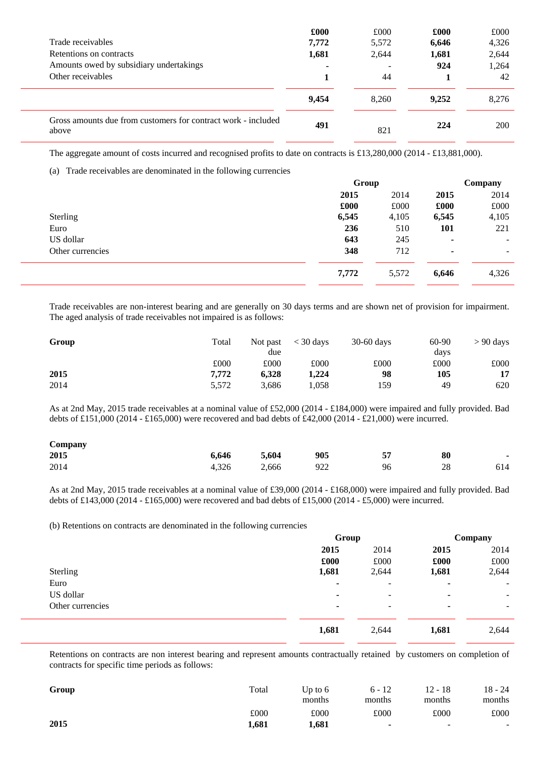| | £000 | £000 | £000 | £000 |
|---|---|---|---|---|
| Trade receivables | **7,772** | 5,572 | **6,646** | 4,326 |
| Retentions on contracts | **1,681** | 2,644 | **1,681** | 2,644 |
| Amounts owed by subsidiary undertakings | **-** | - | **924** | 1,264 |
| Other receivables | **1** | 44 | **1** | 42 |
| | **9,454** | 8,260 | **9,252** | 8,276 |
| Gross amounts due from customers for contract work - included above | **491** | 821 | **224** | 200 |

The aggregate amount of costs incurred and recognised profits to date on contracts is £13,280,000 (2014 - £13,881,000).

(a) Trade receivables are denominated in the following currencies

| | Group | | Company | |
|---|---|---|---|---|
| | **2015** | 2014 | **2015** | 2014 |
| | **£000** | £000 | **£000** | £000 |
| Sterling | **6,545** | 4,105 | **6,545** | 4,105 |
| Euro | **236** | 510 | **101** | 221 |
| US dollar | **643** | 245 | **-** | - |
| Other currencies | **348** | 712 | **-** | - |
| | **7,772** | 5,572 | **6,646** | 4,326 |

Trade receivables are non-interest bearing and are generally on 30 days terms and are shown net of provision for impairment. The aged analysis of trade receivables not impaired is as follows:

| **Group** | Total | Not past due | < 30 days | 30-60 days | 60-90 days | > 90 days |
|---|---|---|---|---|---|---|
| | £000 | £000 | £000 | £000 | £000 | £000 |
| **2015** | **7,772** | **6,328** | **1,224** | **98** | **105** | **17** |
| 2014 | 5,572 | 3,686 | 1,058 | 159 | 49 | 620 |

As at 2nd May, 2015 trade receivables at a nominal value of £52,000 (2014 - £184,000) were impaired and fully provided. Bad debts of £151,000 (2014 - £165,000) were recovered and bad debts of £42,000 (2014 - £21,000) were incurred.

| **Company** | | | | | | |
|---|---|---|---|---|---|---|
| **2015** | **6,646** | **5,604** | **905** | **57** | **80** | **-** |
| 2014 | 4,326 | 2,666 | 922 | 96 | 28 | 614 |

As at 2nd May, 2015 trade receivables at a nominal value of £39,000 (2014 - £168,000) were impaired and fully provided. Bad debts of £143,000 (2014 - £165,000) were recovered and bad debts of £15,000 (2014 - £5,000) were incurred.

(b) Retentions on contracts are denominated in the following currencies

| | Group | | Company | |
|---|---|---|---|---|
| | **2015** | 2014 | **2015** | 2014 |
| | **£000** | £000 | **£000** | £000 |
| Sterling | **1,681** | 2,644 | **1,681** | 2,644 |
| Euro | **-** | - | **-** | - |
| US dollar | **-** | - | **-** | - |
| Other currencies | **-** | - | **-** | - |
| | **1,681** | 2,644 | **1,681** | 2,644 |

Retentions on contracts are non interest bearing and represent amounts contractually retained by customers on completion of contracts for specific time periods as follows:

| **Group** | Total | Up to 6 months | 6 - 12 months | 12 - 18 months | 18 - 24 months |
|---|---|---|---|---|---|
| | £000 | £000 | £000 | £000 | £000 |
| **2015** | **1,681** | **1,681** | **-** | - | - |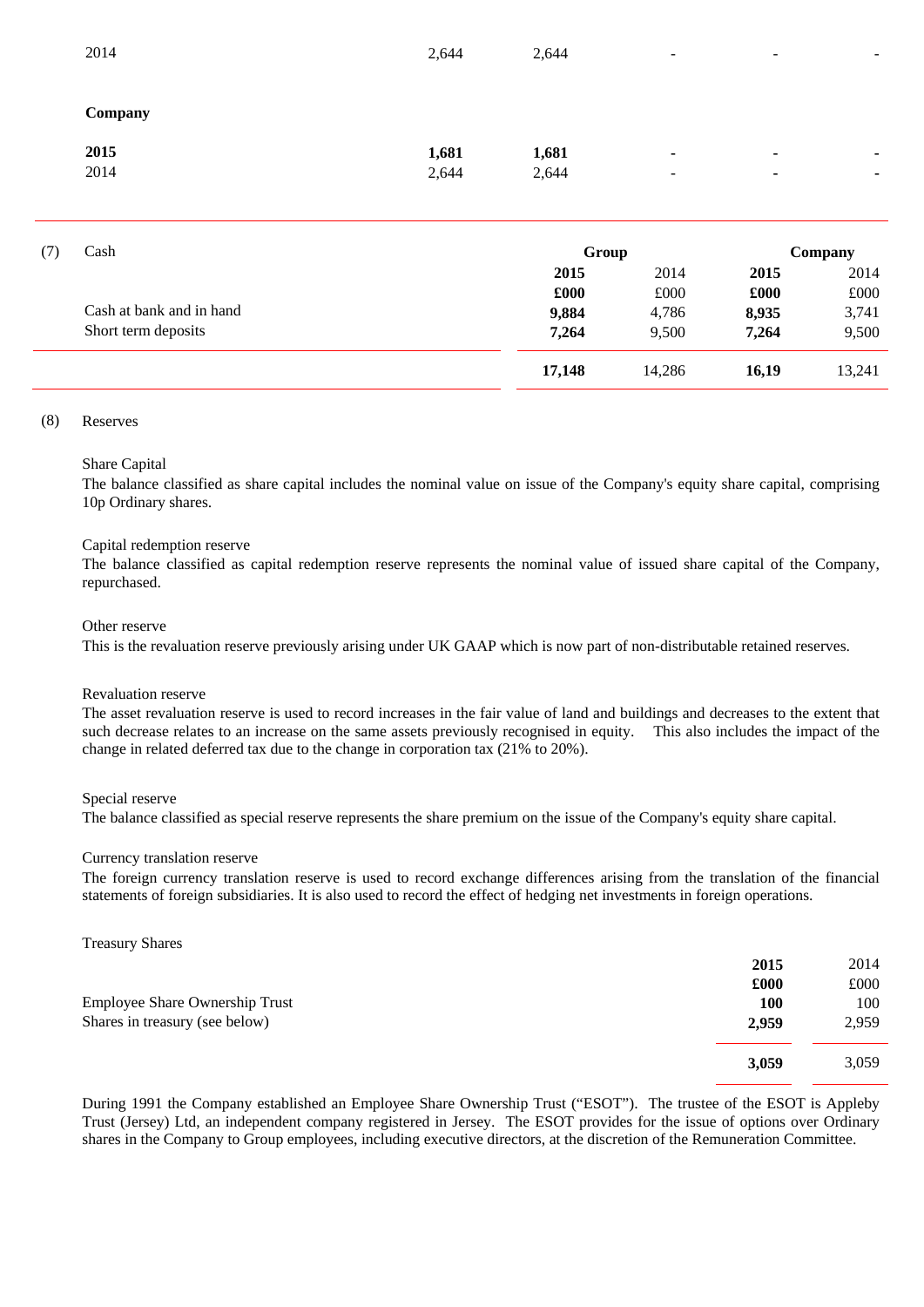| | | | | | |
|---|---|---|---|---|---|
| 2014 | 2,644 | 2,644 | - | - | - |
| **Company** | | | | | |
| **2015** | **1,681** | **1,681** | **-** | **-** | **-** |
| 2014 | 2,644 | 2,644 | - | - | - |

(7) Cash

| | Group | | Company | |
|---|---|---|---|---|
| | **2015** | 2014 | **2015** | 2014 |
| | **£000** | £000 | **£000** | £000 |
| Cash at bank and in hand | **9,884** | 4,786 | **8,935** | 3,741 |
| Short term deposits | **7,264** | 9,500 | **7,264** | 9,500 |
| | **17,148** | 14,286 | **16,19** | 13,241 |

(8) Reserves

Share Capital

The balance classified as share capital includes the nominal value on issue of the Company's equity share capital, comprising 10p Ordinary shares.

Capital redemption reserve

The balance classified as capital redemption reserve represents the nominal value of issued share capital of the Company, repurchased.

Other reserve

This is the revaluation reserve previously arising under UK GAAP which is now part of non-distributable retained reserves.

Revaluation reserve

The asset revaluation reserve is used to record increases in the fair value of land and buildings and decreases to the extent that such decrease relates to an increase on the same assets previously recognised in equity. This also includes the impact of the change in related deferred tax due to the change in corporation tax (21% to 20%).

Special reserve

The balance classified as special reserve represents the share premium on the issue of the Company's equity share capital.

Currency translation reserve

The foreign currency translation reserve is used to record exchange differences arising from the translation of the financial statements of foreign subsidiaries. It is also used to record the effect of hedging net investments in foreign operations.

Treasury Shares

| | **2015** | 2014 |
|---|---|---|
| | **£000** | £000 |
| Employee Share Ownership Trust | **100** | 100 |
| Shares in treasury (see below) | **2,959** | 2,959 |
| | **3,059** | 3,059 |

During 1991 the Company established an Employee Share Ownership Trust ("ESOT"). The trustee of the ESOT is Appleby Trust (Jersey) Ltd, an independent company registered in Jersey. The ESOT provides for the issue of options over Ordinary shares in the Company to Group employees, including executive directors, at the discretion of the Remuneration Committee.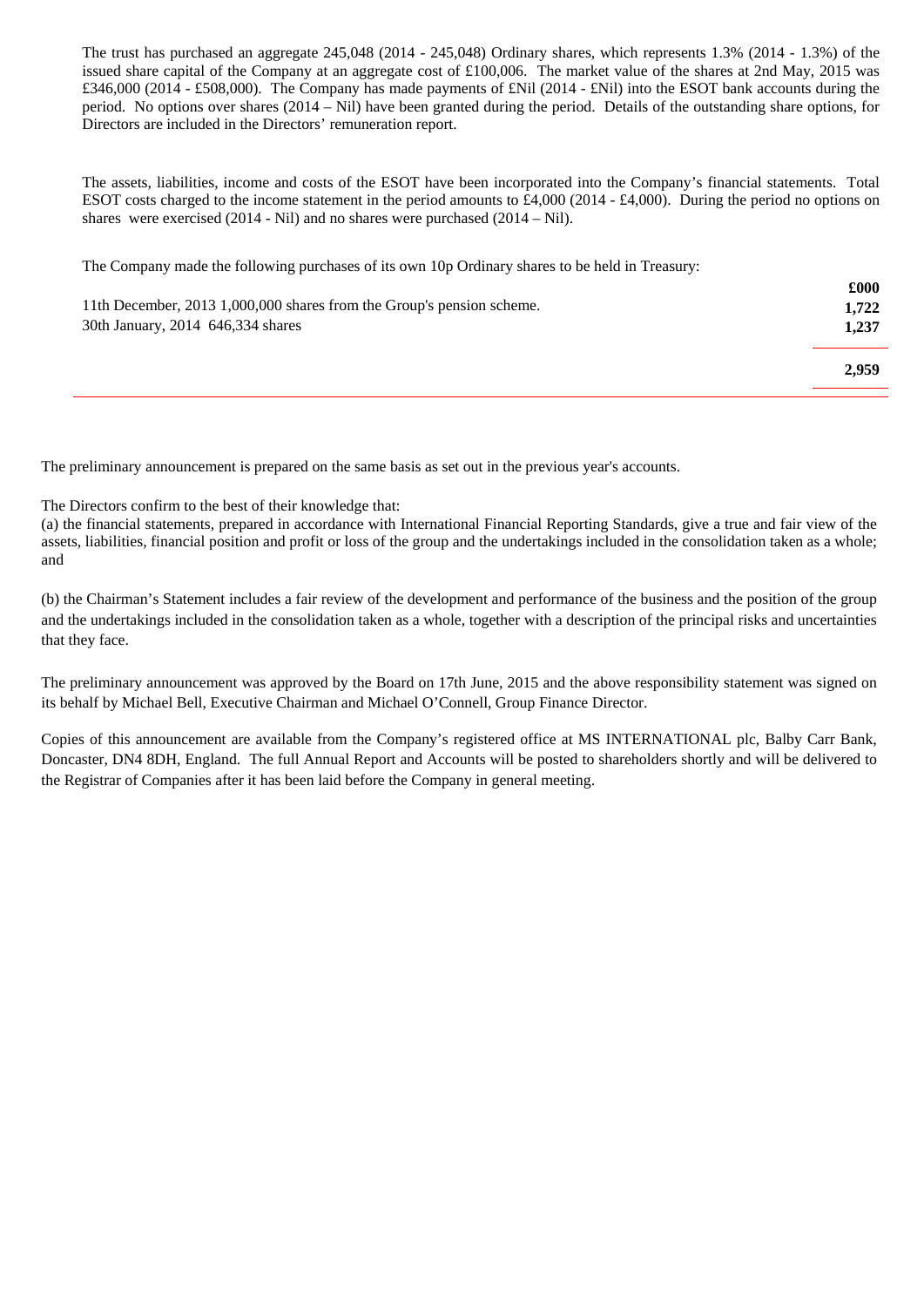The trust has purchased an aggregate 245,048 (2014 - 245,048) Ordinary shares, which represents 1.3% (2014 - 1.3%) of the issued share capital of the Company at an aggregate cost of £100,006. The market value of the shares at 2nd May, 2015 was £346,000 (2014 - £508,000). The Company has made payments of £Nil (2014 - £Nil) into the ESOT bank accounts during the period. No options over shares (2014 – Nil) have been granted during the period. Details of the outstanding share options, for Directors are included in the Directors' remuneration report.

The assets, liabilities, income and costs of the ESOT have been incorporated into the Company's financial statements. Total ESOT costs charged to the income statement in the period amounts to £4,000 (2014 - £4,000). During the period no options on shares were exercised (2014 - Nil) and no shares were purchased (2014 – Nil).

The Company made the following purchases of its own 10p Ordinary shares to be held in Treasury:

| | **£000** |
|---|---|
| 11th December, 2013 1,000,000 shares from the Group's pension scheme. | **1,722** |
| 30th January, 2014 646,334 shares | **1,237** |
| | **2,959** |

The preliminary announcement is prepared on the same basis as set out in the previous year's accounts.

The Directors confirm to the best of their knowledge that:

(a) the financial statements, prepared in accordance with International Financial Reporting Standards, give a true and fair view of the assets, liabilities, financial position and profit or loss of the group and the undertakings included in the consolidation taken as a whole; and

(b) the Chairman's Statement includes a fair review of the development and performance of the business and the position of the group and the undertakings included in the consolidation taken as a whole, together with a description of the principal risks and uncertainties that they face.

The preliminary announcement was approved by the Board on 17th June, 2015 and the above responsibility statement was signed on its behalf by Michael Bell, Executive Chairman and Michael O'Connell, Group Finance Director.

Copies of this announcement are available from the Company's registered office at MS INTERNATIONAL plc, Balby Carr Bank, Doncaster, DN4 8DH, England. The full Annual Report and Accounts will be posted to shareholders shortly and will be delivered to the Registrar of Companies after it has been laid before the Company in general meeting.